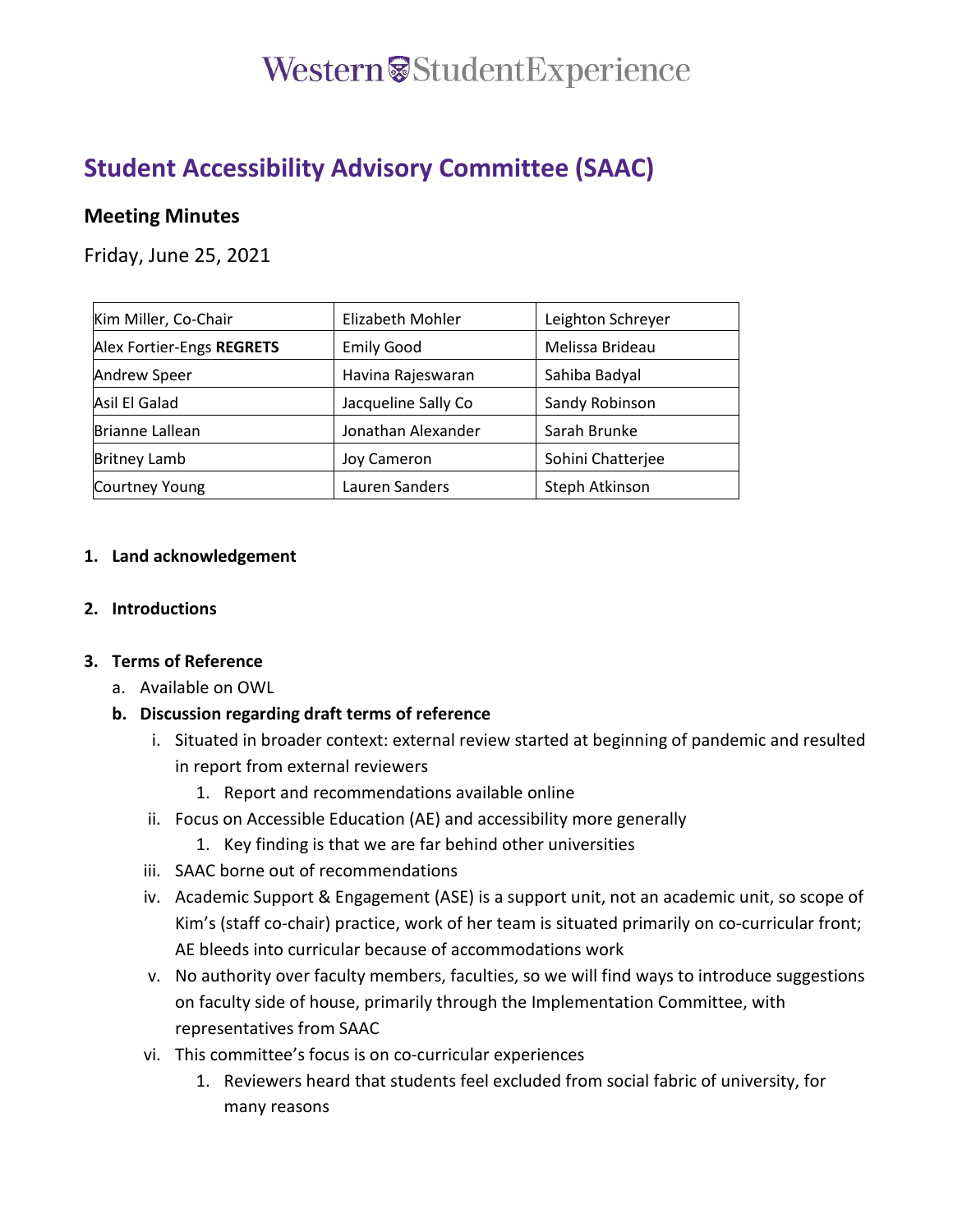# Student Accessibility Advisory Committee (SAAC)

## Meeting Minutes

Friday, June 25, 2021

| | | |
|---|---|---|
| Kim Miller, Co-Chair | Elizabeth Mohler | Leighton Schreyer |
| Alex Fortier-Engs **REGRETS** | Emily Good | Melissa Brideau |
| Andrew Speer | Havina Rajeswaran | Sahiba Badyal |
| Asil El Galad | Jacqueline Sally Co | Sandy Robinson |
| Brianne Lallean | Jonathan Alexander | Sarah Brunke |
| Britney Lamb | Joy Cameron | Sohini Chatterjee |
| Courtney Young | Lauren Sanders | Steph Atkinson |

1. **Land acknowledgement**

2. **Introductions**

3. **Terms of Reference**
   a. Available on OWL
   b. **Discussion regarding draft terms of reference**
      i. Situated in broader context: external review started at beginning of pandemic and resulted in report from external reviewers
         1. Report and recommendations available online
      ii. Focus on Accessible Education (AE) and accessibility more generally
         1. Key finding is that we are far behind other universities
      iii. SAAC borne out of recommendations
      iv. Academic Support & Engagement (ASE) is a support unit, not an academic unit, so scope of Kim's (staff co-chair) practice, work of her team is situated primarily on co-curricular front; AE bleeds into curricular because of accommodations work
      v. No authority over faculty members, faculties, so we will find ways to introduce suggestions on faculty side of house, primarily through the Implementation Committee, with representatives from SAAC
      vi. This committee's focus is on co-curricular experiences
         1. Reviewers heard that students feel excluded from social fabric of university, for many reasons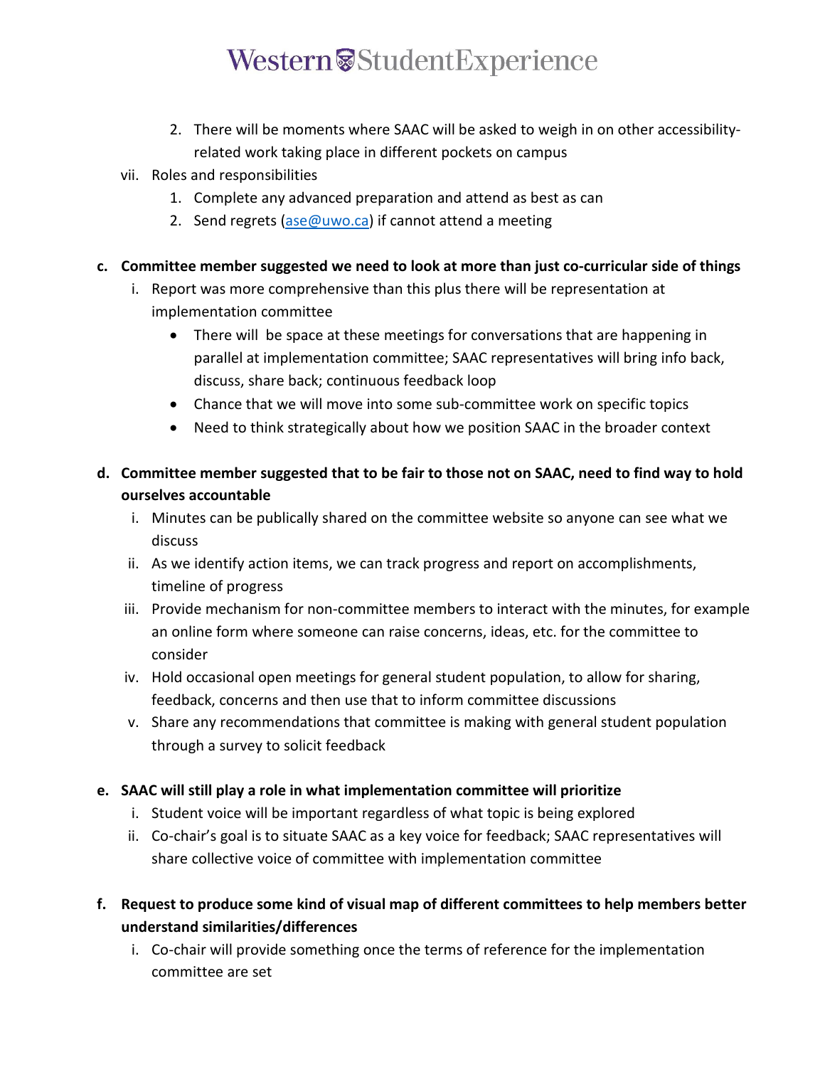2. There will be moments where SAAC will be asked to weigh in on other accessibility-related work taking place in different pockets on campus

vii. Roles and responsibilities

1. Complete any advanced preparation and attend as best as can
2. Send regrets (ase@uwo.ca) if cannot attend a meeting

**c. Committee member suggested we need to look at more than just co-curricular side of things**

i. Report was more comprehensive than this plus there will be representation at implementation committee

- There will be space at these meetings for conversations that are happening in parallel at implementation committee; SAAC representatives will bring info back, discuss, share back; continuous feedback loop
- Chance that we will move into some sub-committee work on specific topics
- Need to think strategically about how we position SAAC in the broader context

**d. Committee member suggested that to be fair to those not on SAAC, need to find way to hold ourselves accountable**

i. Minutes can be publically shared on the committee website so anyone can see what we discuss

ii. As we identify action items, we can track progress and report on accomplishments, timeline of progress

iii. Provide mechanism for non-committee members to interact with the minutes, for example an online form where someone can raise concerns, ideas, etc. for the committee to consider

iv. Hold occasional open meetings for general student population, to allow for sharing, feedback, concerns and then use that to inform committee discussions

v. Share any recommendations that committee is making with general student population through a survey to solicit feedback

**e. SAAC will still play a role in what implementation committee will prioritize**

i. Student voice will be important regardless of what topic is being explored

ii. Co-chair's goal is to situate SAAC as a key voice for feedback; SAAC representatives will share collective voice of committee with implementation committee

**f. Request to produce some kind of visual map of different committees to help members better understand similarities/differences**

i. Co-chair will provide something once the terms of reference for the implementation committee are set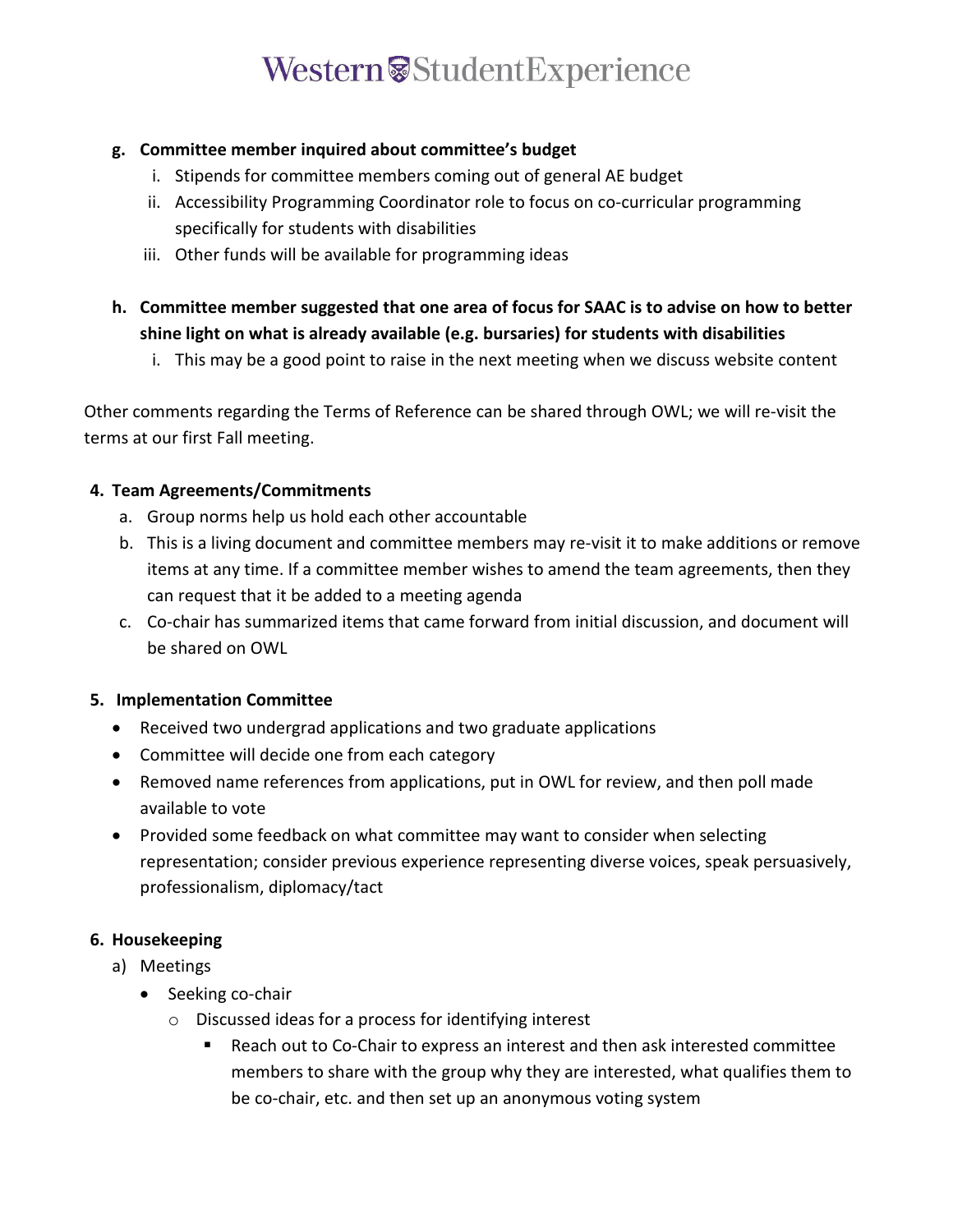g. **Committee member inquired about committee's budget**
   i. Stipends for committee members coming out of general AE budget
   ii. Accessibility Programming Coordinator role to focus on co-curricular programming specifically for students with disabilities
   iii. Other funds will be available for programming ideas

h. **Committee member suggested that one area of focus for SAAC is to advise on how to better shine light on what is already available (e.g. bursaries) for students with disabilities**
   i. This may be a good point to raise in the next meeting when we discuss website content

Other comments regarding the Terms of Reference can be shared through OWL; we will re-visit the terms at our first Fall meeting.

**4. Team Agreements/Commitments**

a. Group norms help us hold each other accountable
b. This is a living document and committee members may re-visit it to make additions or remove items at any time. If a committee member wishes to amend the team agreements, then they can request that it be added to a meeting agenda
c. Co-chair has summarized items that came forward from initial discussion, and document will be shared on OWL

**5. Implementation Committee**

- Received two undergrad applications and two graduate applications
- Committee will decide one from each category
- Removed name references from applications, put in OWL for review, and then poll made available to vote
- Provided some feedback on what committee may want to consider when selecting representation; consider previous experience representing diverse voices, speak persuasively, professionalism, diplomacy/tact

**6. Housekeeping**

a) Meetings
   - Seeking co-chair
     - Discussed ideas for a process for identifying interest
       - Reach out to Co-Chair to express an interest and then ask interested committee members to share with the group why they are interested, what qualifies them to be co-chair, etc. and then set up an anonymous voting system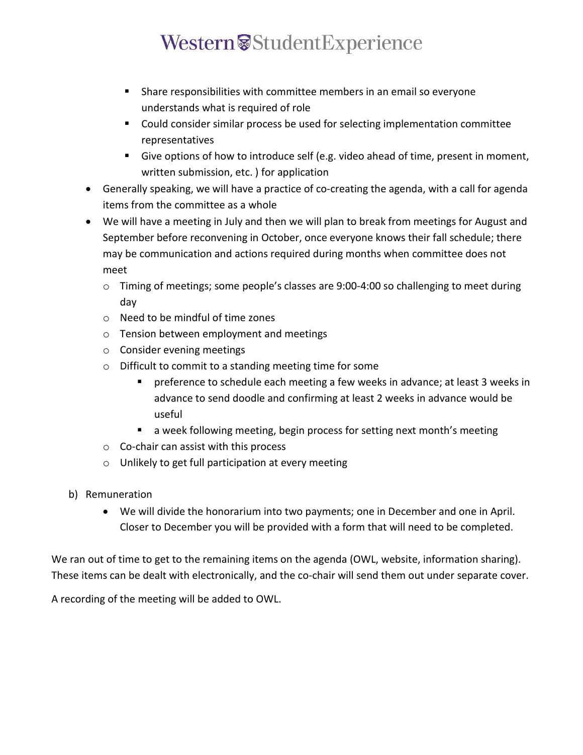- Share responsibilities with committee members in an email so everyone understands what is required of role
    - Could consider similar process be used for selecting implementation committee representatives
    - Give options of how to introduce self (e.g. video ahead of time, present in moment, written submission, etc. ) for application
- Generally speaking, we will have a practice of co-creating the agenda, with a call for agenda items from the committee as a whole
- We will have a meeting in July and then we will plan to break from meetings for August and September before reconvening in October, once everyone knows their fall schedule; there may be communication and actions required during months when committee does not meet
  - Timing of meetings; some people's classes are 9:00-4:00 so challenging to meet during day
  - Need to be mindful of time zones
  - Tension between employment and meetings
  - Consider evening meetings
  - Difficult to commit to a standing meeting time for some
    - preference to schedule each meeting a few weeks in advance; at least 3 weeks in advance to send doodle and confirming at least 2 weeks in advance would be useful
    - a week following meeting, begin process for setting next month's meeting
  - Co-chair can assist with this process
  - Unlikely to get full participation at every meeting

b) Remuneration

- We will divide the honorarium into two payments; one in December and one in April. Closer to December you will be provided with a form that will need to be completed.

We ran out of time to get to the remaining items on the agenda (OWL, website, information sharing). These items can be dealt with electronically, and the co-chair will send them out under separate cover.

A recording of the meeting will be added to OWL.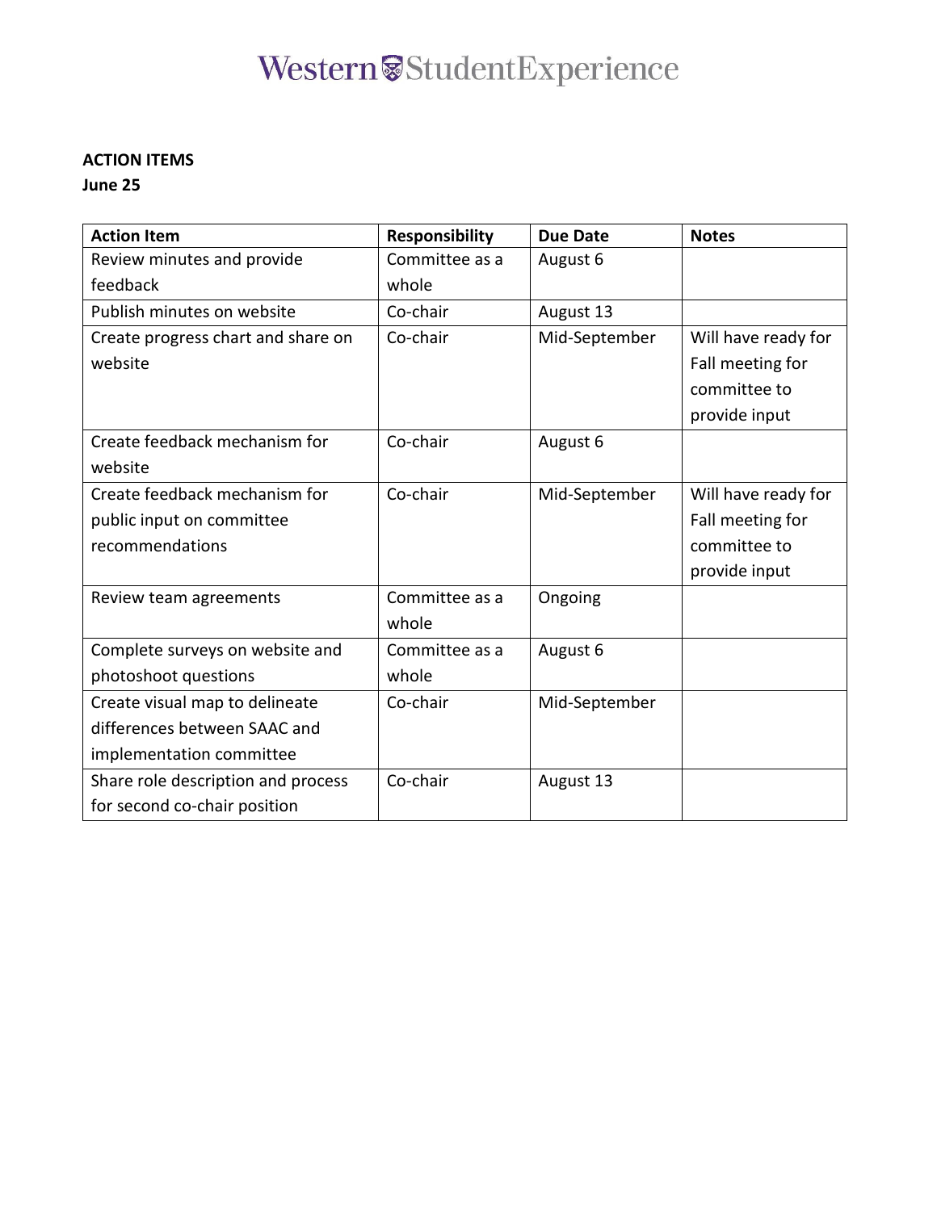**ACTION ITEMS**
**June 25**

| Action Item | Responsibility | Due Date | Notes |
|---|---|---|---|
| Review minutes and provide feedback | Committee as a whole | August 6 | |
| Publish minutes on website | Co-chair | August 13 | |
| Create progress chart and share on website | Co-chair | Mid-September | Will have ready for Fall meeting for committee to provide input |
| Create feedback mechanism for website | Co-chair | August 6 | |
| Create feedback mechanism for public input on committee recommendations | Co-chair | Mid-September | Will have ready for Fall meeting for committee to provide input |
| Review team agreements | Committee as a whole | Ongoing | |
| Complete surveys on website and photoshoot questions | Committee as a whole | August 6 | |
| Create visual map to delineate differences between SAAC and implementation committee | Co-chair | Mid-September | |
| Share role description and process for second co-chair position | Co-chair | August 13 | |